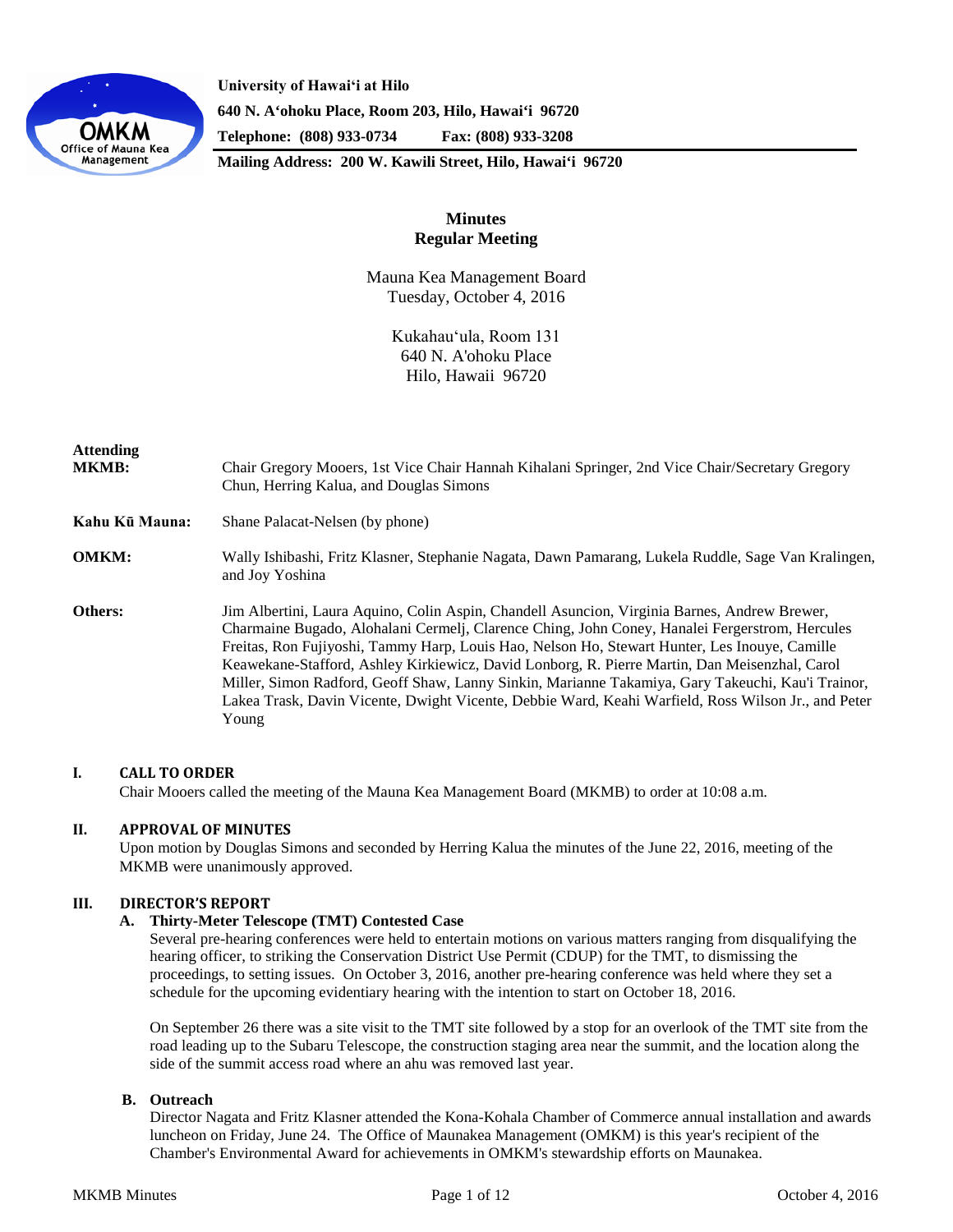University of Hawaiʻi at Hilo
640 N. Aʻohoku Place, Room 203, Hilo, Hawaiʻi 96720
Telephone: (808) 933-0734 Fax: (808) 933-3208
Mailing Address: 200 W. Kawili Street, Hilo, Hawaiʻi 96720

# Minutes
## Regular Meeting

Mauna Kea Management Board
Tuesday, October 4, 2016

Kukahauʻula, Room 131
640 N. A'ohoku Place
Hilo, Hawaii 96720

**Attending MKMB:** Chair Gregory Mooers, 1st Vice Chair Hannah Kihalani Springer, 2nd Vice Chair/Secretary Gregory Chun, Herring Kalua, and Douglas Simons

**Kahu Kū Mauna:** Shane Palacat-Nelsen (by phone)

**OMKM:** Wally Ishibashi, Fritz Klasner, Stephanie Nagata, Dawn Pamarang, Lukela Ruddle, Sage Van Kralingen, and Joy Yoshina

**Others:** Jim Albertini, Laura Aquino, Colin Aspin, Chandell Asuncion, Virginia Barnes, Andrew Brewer, Charmaine Bugado, Alohalani Cermelj, Clarence Ching, John Coney, Hanalei Fergerstrom, Hercules Freitas, Ron Fujiyoshi, Tammy Harp, Louis Hao, Nelson Ho, Stewart Hunter, Les Inouye, Camille Keawekane-Stafford, Ashley Kirkiewicz, David Lonborg, R. Pierre Martin, Dan Meisenzhal, Carol Miller, Simon Radford, Geoff Shaw, Lanny Sinkin, Marianne Takamiya, Gary Takeuchi, Kau'i Trainor, Lakea Trask, Davin Vicente, Dwight Vicente, Debbie Ward, Keahi Warfield, Ross Wilson Jr., and Peter Young

### I. CALL TO ORDER

Chair Mooers called the meeting of the Mauna Kea Management Board (MKMB) to order at 10:08 a.m.

### II. APPROVAL OF MINUTES

Upon motion by Douglas Simons and seconded by Herring Kalua the minutes of the June 22, 2016, meeting of the MKMB were unanimously approved.

### III. DIRECTOR'S REPORT

#### A. Thirty-Meter Telescope (TMT) Contested Case

Several pre-hearing conferences were held to entertain motions on various matters ranging from disqualifying the hearing officer, to striking the Conservation District Use Permit (CDUP) for the TMT, to dismissing the proceedings, to setting issues. On October 3, 2016, another pre-hearing conference was held where they set a schedule for the upcoming evidentiary hearing with the intention to start on October 18, 2016.

On September 26 there was a site visit to the TMT site followed by a stop for an overlook of the TMT site from the road leading up to the Subaru Telescope, the construction staging area near the summit, and the location along the side of the summit access road where an ahu was removed last year.

#### B. Outreach

Director Nagata and Fritz Klasner attended the Kona-Kohala Chamber of Commerce annual installation and awards luncheon on Friday, June 24. The Office of Maunakea Management (OMKM) is this year's recipient of the Chamber's Environmental Award for achievements in OMKM's stewardship efforts on Maunakea.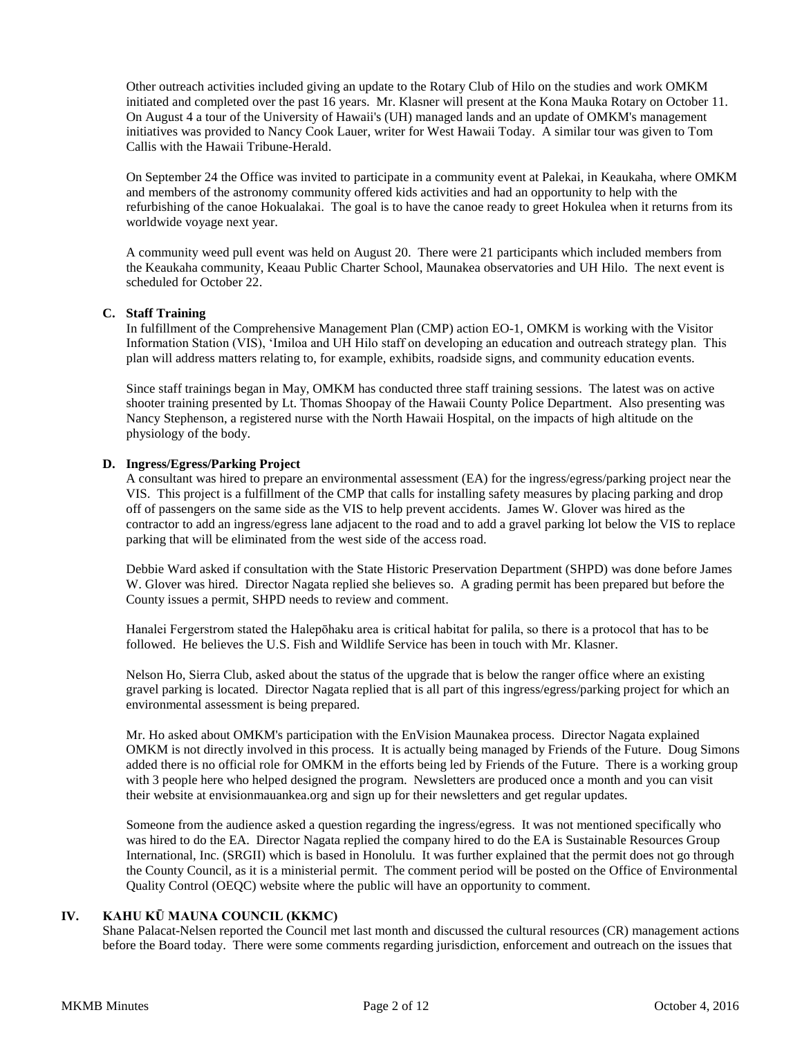Other outreach activities included giving an update to the Rotary Club of Hilo on the studies and work OMKM initiated and completed over the past 16 years. Mr. Klasner will present at the Kona Mauka Rotary on October 11. On August 4 a tour of the University of Hawaii's (UH) managed lands and an update of OMKM's management initiatives was provided to Nancy Cook Lauer, writer for West Hawaii Today. A similar tour was given to Tom Callis with the Hawaii Tribune-Herald.

On September 24 the Office was invited to participate in a community event at Palekai, in Keaukaha, where OMKM and members of the astronomy community offered kids activities and had an opportunity to help with the refurbishing of the canoe Hokualakai. The goal is to have the canoe ready to greet Hokulea when it returns from its worldwide voyage next year.

A community weed pull event was held on August 20. There were 21 participants which included members from the Keaukaha community, Keaau Public Charter School, Maunakea observatories and UH Hilo. The next event is scheduled for October 22.

### C. Staff Training

In fulfillment of the Comprehensive Management Plan (CMP) action EO-1, OMKM is working with the Visitor Information Station (VIS), ʻImiloa and UH Hilo staff on developing an education and outreach strategy plan. This plan will address matters relating to, for example, exhibits, roadside signs, and community education events.

Since staff trainings began in May, OMKM has conducted three staff training sessions. The latest was on active shooter training presented by Lt. Thomas Shoopay of the Hawaii County Police Department. Also presenting was Nancy Stephenson, a registered nurse with the North Hawaii Hospital, on the impacts of high altitude on the physiology of the body.

### D. Ingress/Egress/Parking Project

A consultant was hired to prepare an environmental assessment (EA) for the ingress/egress/parking project near the VIS. This project is a fulfillment of the CMP that calls for installing safety measures by placing parking and drop off of passengers on the same side as the VIS to help prevent accidents. James W. Glover was hired as the contractor to add an ingress/egress lane adjacent to the road and to add a gravel parking lot below the VIS to replace parking that will be eliminated from the west side of the access road.

Debbie Ward asked if consultation with the State Historic Preservation Department (SHPD) was done before James W. Glover was hired. Director Nagata replied she believes so. A grading permit has been prepared but before the County issues a permit, SHPD needs to review and comment.

Hanalei Fergerstrom stated the Halepōhaku area is critical habitat for palila, so there is a protocol that has to be followed. He believes the U.S. Fish and Wildlife Service has been in touch with Mr. Klasner.

Nelson Ho, Sierra Club, asked about the status of the upgrade that is below the ranger office where an existing gravel parking is located. Director Nagata replied that is all part of this ingress/egress/parking project for which an environmental assessment is being prepared.

Mr. Ho asked about OMKM's participation with the EnVision Maunakea process. Director Nagata explained OMKM is not directly involved in this process. It is actually being managed by Friends of the Future. Doug Simons added there is no official role for OMKM in the efforts being led by Friends of the Future. There is a working group with 3 people here who helped designed the program. Newsletters are produced once a month and you can visit their website at envisionmauankea.org and sign up for their newsletters and get regular updates.

Someone from the audience asked a question regarding the ingress/egress. It was not mentioned specifically who was hired to do the EA. Director Nagata replied the company hired to do the EA is Sustainable Resources Group International, Inc. (SRGII) which is based in Honolulu. It was further explained that the permit does not go through the County Council, as it is a ministerial permit. The comment period will be posted on the Office of Environmental Quality Control (OEQC) website where the public will have an opportunity to comment.

## IV. KAHU KŪ MAUNA COUNCIL (KKMC)

Shane Palacat-Nelsen reported the Council met last month and discussed the cultural resources (CR) management actions before the Board today. There were some comments regarding jurisdiction, enforcement and outreach on the issues that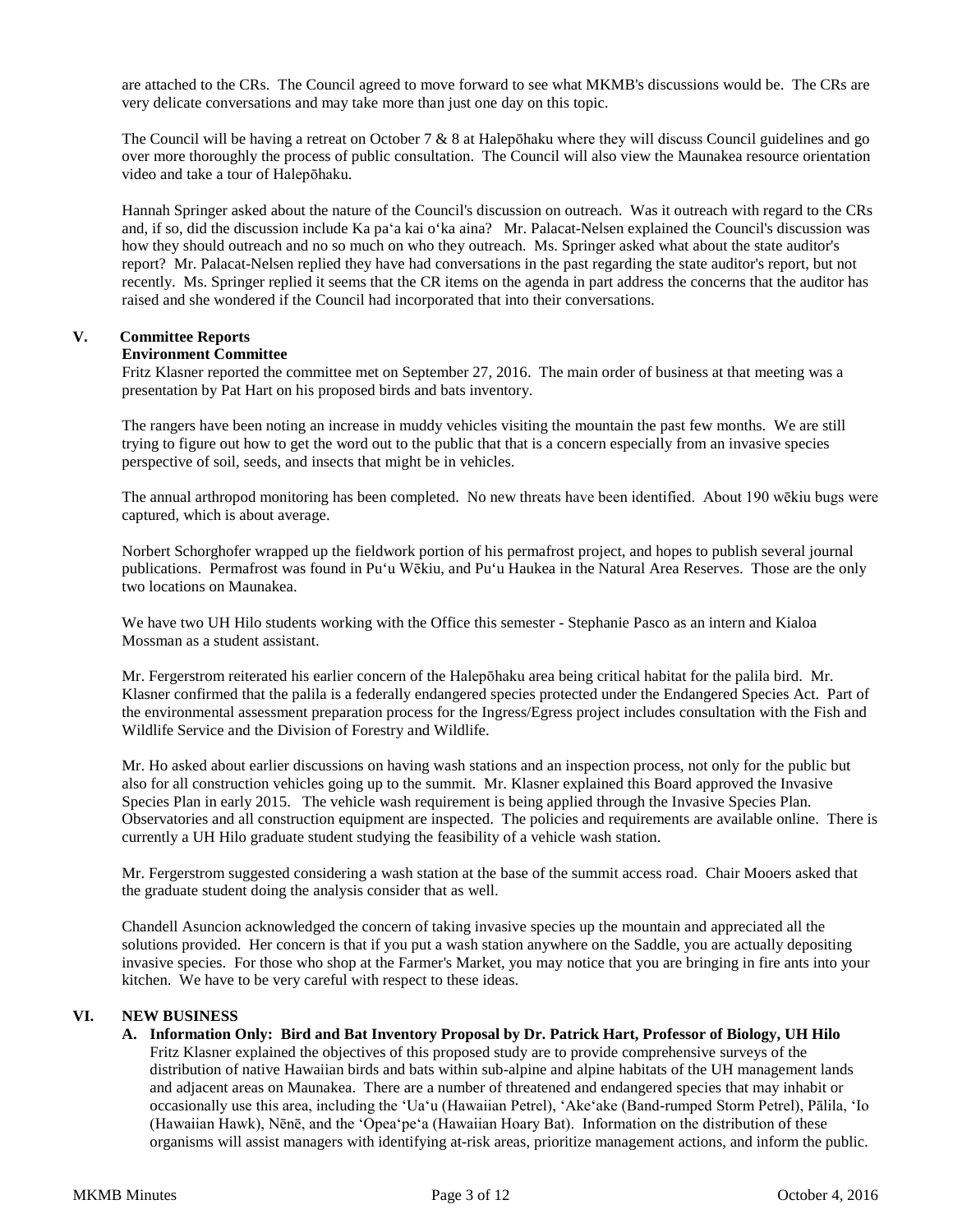are attached to the CRs. The Council agreed to move forward to see what MKMB's discussions would be. The CRs are very delicate conversations and may take more than just one day on this topic.

The Council will be having a retreat on October 7 & 8 at Halepōhaku where they will discuss Council guidelines and go over more thoroughly the process of public consultation. The Council will also view the Maunakea resource orientation video and take a tour of Halepōhaku.

Hannah Springer asked about the nature of the Council's discussion on outreach. Was it outreach with regard to the CRs and, if so, did the discussion include Ka paʻa kai oʻka aina? Mr. Palacat-Nelsen explained the Council's discussion was how they should outreach and no so much on who they outreach. Ms. Springer asked what about the state auditor's report? Mr. Palacat-Nelsen replied they have had conversations in the past regarding the state auditor's report, but not recently. Ms. Springer replied it seems that the CR items on the agenda in part address the concerns that the auditor has raised and she wondered if the Council had incorporated that into their conversations.

## V. Committee Reports

**Environment Committee**

Fritz Klasner reported the committee met on September 27, 2016. The main order of business at that meeting was a presentation by Pat Hart on his proposed birds and bats inventory.

The rangers have been noting an increase in muddy vehicles visiting the mountain the past few months. We are still trying to figure out how to get the word out to the public that that is a concern especially from an invasive species perspective of soil, seeds, and insects that might be in vehicles.

The annual arthropod monitoring has been completed. No new threats have been identified. About 190 wēkiu bugs were captured, which is about average.

Norbert Schorghofer wrapped up the fieldwork portion of his permafrost project, and hopes to publish several journal publications. Permafrost was found in Puʻu Wēkiu, and Puʻu Haukea in the Natural Area Reserves. Those are the only two locations on Maunakea.

We have two UH Hilo students working with the Office this semester - Stephanie Pasco as an intern and Kialoa Mossman as a student assistant.

Mr. Fergerstrom reiterated his earlier concern of the Halepōhaku area being critical habitat for the palila bird. Mr. Klasner confirmed that the palila is a federally endangered species protected under the Endangered Species Act. Part of the environmental assessment preparation process for the Ingress/Egress project includes consultation with the Fish and Wildlife Service and the Division of Forestry and Wildlife.

Mr. Ho asked about earlier discussions on having wash stations and an inspection process, not only for the public but also for all construction vehicles going up to the summit. Mr. Klasner explained this Board approved the Invasive Species Plan in early 2015. The vehicle wash requirement is being applied through the Invasive Species Plan. Observatories and all construction equipment are inspected. The policies and requirements are available online. There is currently a UH Hilo graduate student studying the feasibility of a vehicle wash station.

Mr. Fergerstrom suggested considering a wash station at the base of the summit access road. Chair Mooers asked that the graduate student doing the analysis consider that as well.

Chandell Asuncion acknowledged the concern of taking invasive species up the mountain and appreciated all the solutions provided. Her concern is that if you put a wash station anywhere on the Saddle, you are actually depositing invasive species. For those who shop at the Farmer's Market, you may notice that you are bringing in fire ants into your kitchen. We have to be very careful with respect to these ideas.

## VI. NEW BUSINESS

**A. Information Only: Bird and Bat Inventory Proposal by Dr. Patrick Hart, Professor of Biology, UH Hilo**

Fritz Klasner explained the objectives of this proposed study are to provide comprehensive surveys of the distribution of native Hawaiian birds and bats within sub-alpine and alpine habitats of the UH management lands and adjacent areas on Maunakea. There are a number of threatened and endangered species that may inhabit or occasionally use this area, including the ʻUaʻu (Hawaiian Petrel), ʻAkeʻake (Band-rumped Storm Petrel), Pālila, ʻIo (Hawaiian Hawk), Nēnē, and the ʻOpeaʻpeʻa (Hawaiian Hoary Bat). Information on the distribution of these organisms will assist managers with identifying at-risk areas, prioritize management actions, and inform the public.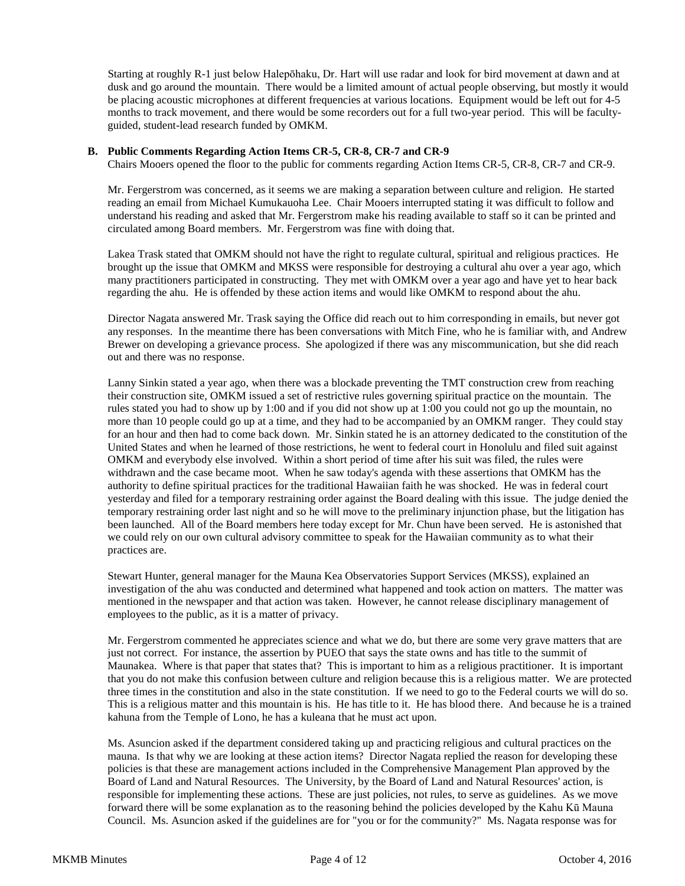Starting at roughly R-1 just below Halepōhaku, Dr. Hart will use radar and look for bird movement at dawn and at dusk and go around the mountain. There would be a limited amount of actual people observing, but mostly it would be placing acoustic microphones at different frequencies at various locations. Equipment would be left out for 4-5 months to track movement, and there would be some recorders out for a full two-year period. This will be faculty-guided, student-lead research funded by OMKM.

### B. Public Comments Regarding Action Items CR-5, CR-8, CR-7 and CR-9

Chairs Mooers opened the floor to the public for comments regarding Action Items CR-5, CR-8, CR-7 and CR-9.

Mr. Fergerstrom was concerned, as it seems we are making a separation between culture and religion. He started reading an email from Michael Kumukauoha Lee. Chair Mooers interrupted stating it was difficult to follow and understand his reading and asked that Mr. Fergerstrom make his reading available to staff so it can be printed and circulated among Board members. Mr. Fergerstrom was fine with doing that.

Lakea Trask stated that OMKM should not have the right to regulate cultural, spiritual and religious practices. He brought up the issue that OMKM and MKSS were responsible for destroying a cultural ahu over a year ago, which many practitioners participated in constructing. They met with OMKM over a year ago and have yet to hear back regarding the ahu. He is offended by these action items and would like OMKM to respond about the ahu.

Director Nagata answered Mr. Trask saying the Office did reach out to him corresponding in emails, but never got any responses. In the meantime there has been conversations with Mitch Fine, who he is familiar with, and Andrew Brewer on developing a grievance process. She apologized if there was any miscommunication, but she did reach out and there was no response.

Lanny Sinkin stated a year ago, when there was a blockade preventing the TMT construction crew from reaching their construction site, OMKM issued a set of restrictive rules governing spiritual practice on the mountain. The rules stated you had to show up by 1:00 and if you did not show up at 1:00 you could not go up the mountain, no more than 10 people could go up at a time, and they had to be accompanied by an OMKM ranger. They could stay for an hour and then had to come back down. Mr. Sinkin stated he is an attorney dedicated to the constitution of the United States and when he learned of those restrictions, he went to federal court in Honolulu and filed suit against OMKM and everybody else involved. Within a short period of time after his suit was filed, the rules were withdrawn and the case became moot. When he saw today's agenda with these assertions that OMKM has the authority to define spiritual practices for the traditional Hawaiian faith he was shocked. He was in federal court yesterday and filed for a temporary restraining order against the Board dealing with this issue. The judge denied the temporary restraining order last night and so he will move to the preliminary injunction phase, but the litigation has been launched. All of the Board members here today except for Mr. Chun have been served. He is astonished that we could rely on our own cultural advisory committee to speak for the Hawaiian community as to what their practices are.

Stewart Hunter, general manager for the Mauna Kea Observatories Support Services (MKSS), explained an investigation of the ahu was conducted and determined what happened and took action on matters. The matter was mentioned in the newspaper and that action was taken. However, he cannot release disciplinary management of employees to the public, as it is a matter of privacy.

Mr. Fergerstrom commented he appreciates science and what we do, but there are some very grave matters that are just not correct. For instance, the assertion by PUEO that says the state owns and has title to the summit of Maunakea. Where is that paper that states that? This is important to him as a religious practitioner. It is important that you do not make this confusion between culture and religion because this is a religious matter. We are protected three times in the constitution and also in the state constitution. If we need to go to the Federal courts we will do so. This is a religious matter and this mountain is his. He has title to it. He has blood there. And because he is a trained kahuna from the Temple of Lono, he has a kuleana that he must act upon.

Ms. Asuncion asked if the department considered taking up and practicing religious and cultural practices on the mauna. Is that why we are looking at these action items? Director Nagata replied the reason for developing these policies is that these are management actions included in the Comprehensive Management Plan approved by the Board of Land and Natural Resources. The University, by the Board of Land and Natural Resources' action, is responsible for implementing these actions. These are just policies, not rules, to serve as guidelines. As we move forward there will be some explanation as to the reasoning behind the policies developed by the Kahu Kū Mauna Council. Ms. Asuncion asked if the guidelines are for "you or for the community?" Ms. Nagata response was for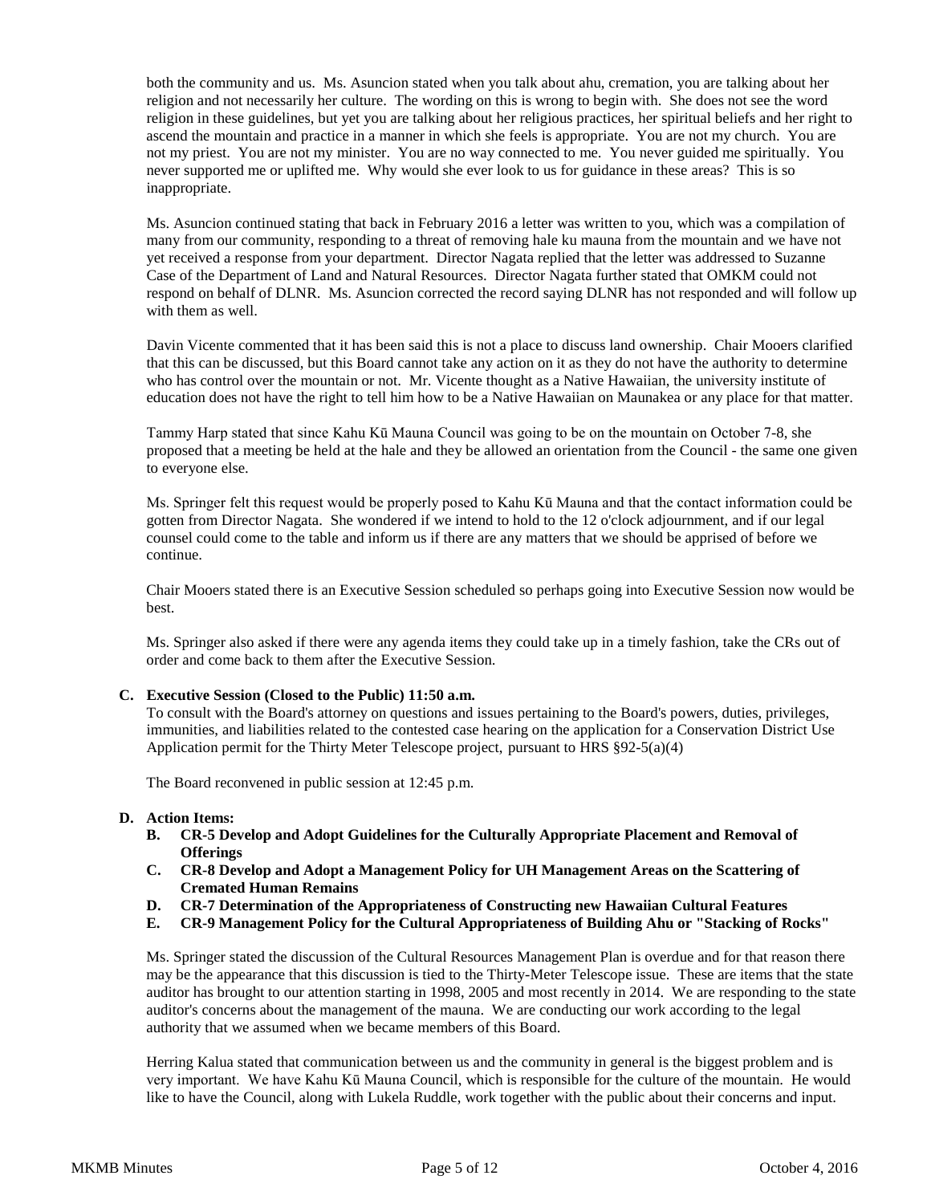both the community and us. Ms. Asuncion stated when you talk about ahu, cremation, you are talking about her religion and not necessarily her culture. The wording on this is wrong to begin with. She does not see the word religion in these guidelines, but yet you are talking about her religious practices, her spiritual beliefs and her right to ascend the mountain and practice in a manner in which she feels is appropriate. You are not my church. You are not my priest. You are not my minister. You are no way connected to me. You never guided me spiritually. You never supported me or uplifted me. Why would she ever look to us for guidance in these areas? This is so inappropriate.

Ms. Asuncion continued stating that back in February 2016 a letter was written to you, which was a compilation of many from our community, responding to a threat of removing hale ku mauna from the mountain and we have not yet received a response from your department. Director Nagata replied that the letter was addressed to Suzanne Case of the Department of Land and Natural Resources. Director Nagata further stated that OMKM could not respond on behalf of DLNR. Ms. Asuncion corrected the record saying DLNR has not responded and will follow up with them as well.

Davin Vicente commented that it has been said this is not a place to discuss land ownership. Chair Mooers clarified that this can be discussed, but this Board cannot take any action on it as they do not have the authority to determine who has control over the mountain or not. Mr. Vicente thought as a Native Hawaiian, the university institute of education does not have the right to tell him how to be a Native Hawaiian on Maunakea or any place for that matter.

Tammy Harp stated that since Kahu Kū Mauna Council was going to be on the mountain on October 7-8, she proposed that a meeting be held at the hale and they be allowed an orientation from the Council - the same one given to everyone else.

Ms. Springer felt this request would be properly posed to Kahu Kū Mauna and that the contact information could be gotten from Director Nagata. She wondered if we intend to hold to the 12 o'clock adjournment, and if our legal counsel could come to the table and inform us if there are any matters that we should be apprised of before we continue.

Chair Mooers stated there is an Executive Session scheduled so perhaps going into Executive Session now would be best.

Ms. Springer also asked if there were any agenda items they could take up in a timely fashion, take the CRs out of order and come back to them after the Executive Session.

**C. Executive Session (Closed to the Public) 11:50 a.m.**

To consult with the Board's attorney on questions and issues pertaining to the Board's powers, duties, privileges, immunities, and liabilities related to the contested case hearing on the application for a Conservation District Use Application permit for the Thirty Meter Telescope project, pursuant to HRS §92-5(a)(4)

The Board reconvened in public session at 12:45 p.m.

**D. Action Items:**

- **B. CR-5 Develop and Adopt Guidelines for the Culturally Appropriate Placement and Removal of Offerings**
- **C. CR-8 Develop and Adopt a Management Policy for UH Management Areas on the Scattering of Cremated Human Remains**
- **D. CR-7 Determination of the Appropriateness of Constructing new Hawaiian Cultural Features**
- **E. CR-9 Management Policy for the Cultural Appropriateness of Building Ahu or "Stacking of Rocks"**

Ms. Springer stated the discussion of the Cultural Resources Management Plan is overdue and for that reason there may be the appearance that this discussion is tied to the Thirty-Meter Telescope issue. These are items that the state auditor has brought to our attention starting in 1998, 2005 and most recently in 2014. We are responding to the state auditor's concerns about the management of the mauna. We are conducting our work according to the legal authority that we assumed when we became members of this Board.

Herring Kalua stated that communication between us and the community in general is the biggest problem and is very important. We have Kahu Kū Mauna Council, which is responsible for the culture of the mountain. He would like to have the Council, along with Lukela Ruddle, work together with the public about their concerns and input.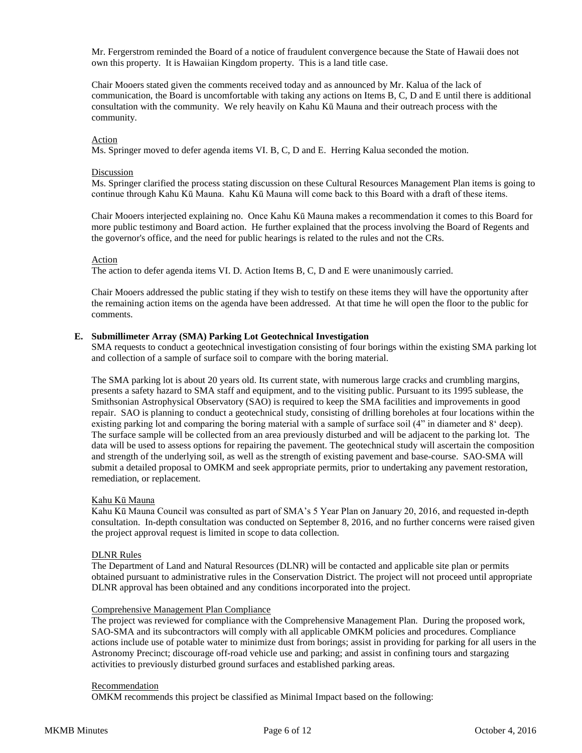Mr. Fergerstrom reminded the Board of a notice of fraudulent convergence because the State of Hawaii does not own this property. It is Hawaiian Kingdom property. This is a land title case.

Chair Mooers stated given the comments received today and as announced by Mr. Kalua of the lack of communication, the Board is uncomfortable with taking any actions on Items B, C, D and E until there is additional consultation with the community. We rely heavily on Kahu Kū Mauna and their outreach process with the community.

Action

Ms. Springer moved to defer agenda items VI. B, C, D and E. Herring Kalua seconded the motion.

Discussion

Ms. Springer clarified the process stating discussion on these Cultural Resources Management Plan items is going to continue through Kahu Kū Mauna. Kahu Kū Mauna will come back to this Board with a draft of these items.

Chair Mooers interjected explaining no. Once Kahu Kū Mauna makes a recommendation it comes to this Board for more public testimony and Board action. He further explained that the process involving the Board of Regents and the governor's office, and the need for public hearings is related to the rules and not the CRs.

Action

The action to defer agenda items VI. D. Action Items B, C, D and E were unanimously carried.

Chair Mooers addressed the public stating if they wish to testify on these items they will have the opportunity after the remaining action items on the agenda have been addressed. At that time he will open the floor to the public for comments.

**E. Submillimeter Array (SMA) Parking Lot Geotechnical Investigation**

SMA requests to conduct a geotechnical investigation consisting of four borings within the existing SMA parking lot and collection of a sample of surface soil to compare with the boring material.

The SMA parking lot is about 20 years old. Its current state, with numerous large cracks and crumbling margins, presents a safety hazard to SMA staff and equipment, and to the visiting public. Pursuant to its 1995 sublease, the Smithsonian Astrophysical Observatory (SAO) is required to keep the SMA facilities and improvements in good repair. SAO is planning to conduct a geotechnical study, consisting of drilling boreholes at four locations within the existing parking lot and comparing the boring material with a sample of surface soil (4" in diameter and 8' deep). The surface sample will be collected from an area previously disturbed and will be adjacent to the parking lot. The data will be used to assess options for repairing the pavement. The geotechnical study will ascertain the composition and strength of the underlying soil, as well as the strength of existing pavement and base-course. SAO-SMA will submit a detailed proposal to OMKM and seek appropriate permits, prior to undertaking any pavement restoration, remediation, or replacement.

Kahu Kū Mauna

Kahu Kū Mauna Council was consulted as part of SMA's 5 Year Plan on January 20, 2016, and requested in-depth consultation. In-depth consultation was conducted on September 8, 2016, and no further concerns were raised given the project approval request is limited in scope to data collection.

DLNR Rules

The Department of Land and Natural Resources (DLNR) will be contacted and applicable site plan or permits obtained pursuant to administrative rules in the Conservation District. The project will not proceed until appropriate DLNR approval has been obtained and any conditions incorporated into the project.

Comprehensive Management Plan Compliance

The project was reviewed for compliance with the Comprehensive Management Plan. During the proposed work, SAO-SMA and its subcontractors will comply with all applicable OMKM policies and procedures. Compliance actions include use of potable water to minimize dust from borings; assist in providing for parking for all users in the Astronomy Precinct; discourage off-road vehicle use and parking; and assist in confining tours and stargazing activities to previously disturbed ground surfaces and established parking areas.

Recommendation

OMKM recommends this project be classified as Minimal Impact based on the following: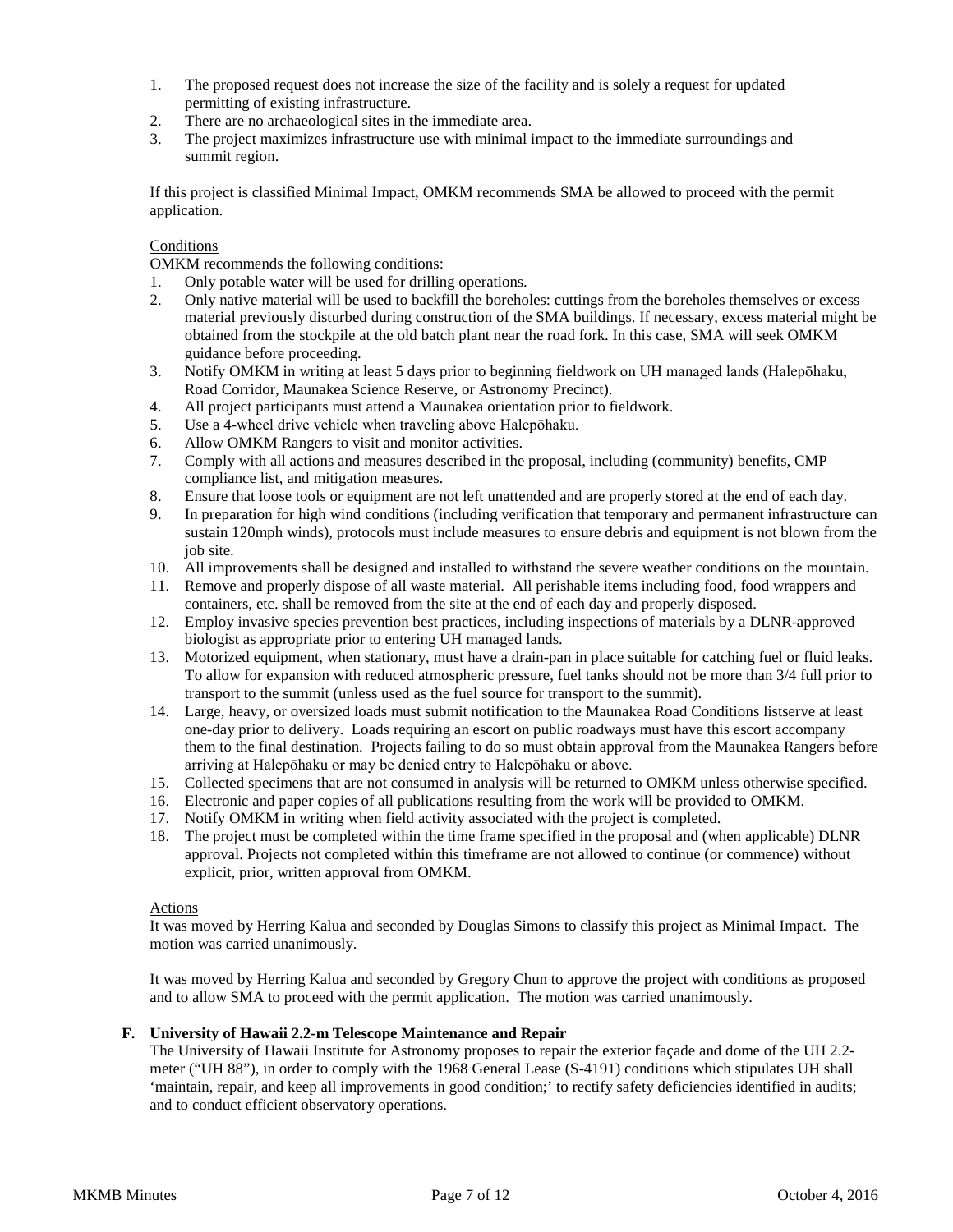1. The proposed request does not increase the size of the facility and is solely a request for updated permitting of existing infrastructure.
2. There are no archaeological sites in the immediate area.
3. The project maximizes infrastructure use with minimal impact to the immediate surroundings and summit region.

If this project is classified Minimal Impact, OMKM recommends SMA be allowed to proceed with the permit application.

Conditions

OMKM recommends the following conditions:

1. Only potable water will be used for drilling operations.
2. Only native material will be used to backfill the boreholes: cuttings from the boreholes themselves or excess material previously disturbed during construction of the SMA buildings. If necessary, excess material might be obtained from the stockpile at the old batch plant near the road fork. In this case, SMA will seek OMKM guidance before proceeding.
3. Notify OMKM in writing at least 5 days prior to beginning fieldwork on UH managed lands (Halepōhaku, Road Corridor, Maunakea Science Reserve, or Astronomy Precinct).
4. All project participants must attend a Maunakea orientation prior to fieldwork.
5. Use a 4-wheel drive vehicle when traveling above Halepōhaku.
6. Allow OMKM Rangers to visit and monitor activities.
7. Comply with all actions and measures described in the proposal, including (community) benefits, CMP compliance list, and mitigation measures.
8. Ensure that loose tools or equipment are not left unattended and are properly stored at the end of each day.
9. In preparation for high wind conditions (including verification that temporary and permanent infrastructure can sustain 120mph winds), protocols must include measures to ensure debris and equipment is not blown from the job site.
10. All improvements shall be designed and installed to withstand the severe weather conditions on the mountain.
11. Remove and properly dispose of all waste material. All perishable items including food, food wrappers and containers, etc. shall be removed from the site at the end of each day and properly disposed.
12. Employ invasive species prevention best practices, including inspections of materials by a DLNR-approved biologist as appropriate prior to entering UH managed lands.
13. Motorized equipment, when stationary, must have a drain-pan in place suitable for catching fuel or fluid leaks. To allow for expansion with reduced atmospheric pressure, fuel tanks should not be more than 3/4 full prior to transport to the summit (unless used as the fuel source for transport to the summit).
14. Large, heavy, or oversized loads must submit notification to the Maunakea Road Conditions listserve at least one-day prior to delivery. Loads requiring an escort on public roadways must have this escort accompany them to the final destination. Projects failing to do so must obtain approval from the Maunakea Rangers before arriving at Halepōhaku or may be denied entry to Halepōhaku or above.
15. Collected specimens that are not consumed in analysis will be returned to OMKM unless otherwise specified.
16. Electronic and paper copies of all publications resulting from the work will be provided to OMKM.
17. Notify OMKM in writing when field activity associated with the project is completed.
18. The project must be completed within the time frame specified in the proposal and (when applicable) DLNR approval. Projects not completed within this timeframe are not allowed to continue (or commence) without explicit, prior, written approval from OMKM.

Actions

It was moved by Herring Kalua and seconded by Douglas Simons to classify this project as Minimal Impact. The motion was carried unanimously.

It was moved by Herring Kalua and seconded by Gregory Chun to approve the project with conditions as proposed and to allow SMA to proceed with the permit application. The motion was carried unanimously.

**F. University of Hawaii 2.2-m Telescope Maintenance and Repair**

The University of Hawaii Institute for Astronomy proposes to repair the exterior façade and dome of the UH 2.2-meter ("UH 88"), in order to comply with the 1968 General Lease (S-4191) conditions which stipulates UH shall 'maintain, repair, and keep all improvements in good condition;' to rectify safety deficiencies identified in audits; and to conduct efficient observatory operations.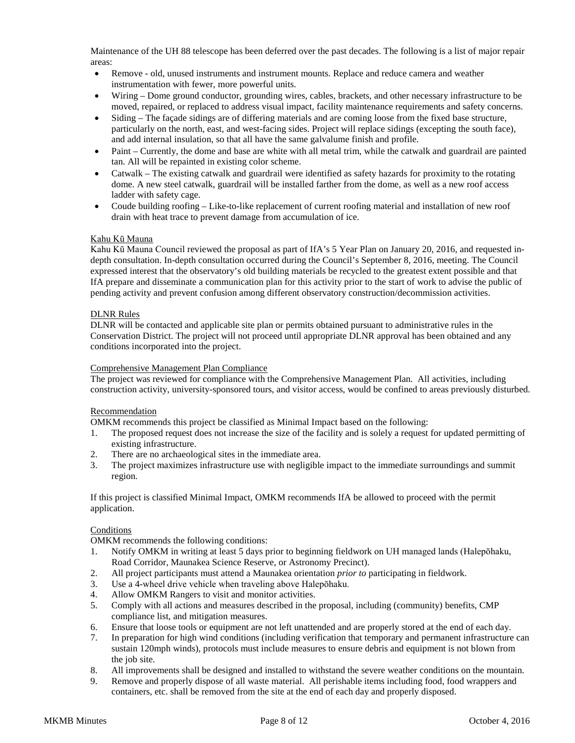Maintenance of the UH 88 telescope has been deferred over the past decades. The following is a list of major repair areas:

- Remove - old, unused instruments and instrument mounts. Replace and reduce camera and weather instrumentation with fewer, more powerful units.
- Wiring – Dome ground conductor, grounding wires, cables, brackets, and other necessary infrastructure to be moved, repaired, or replaced to address visual impact, facility maintenance requirements and safety concerns.
- Siding – The façade sidings are of differing materials and are coming loose from the fixed base structure, particularly on the north, east, and west-facing sides. Project will replace sidings (excepting the south face), and add internal insulation, so that all have the same galvalume finish and profile.
- Paint – Currently, the dome and base are white with all metal trim, while the catwalk and guardrail are painted tan. All will be repainted in existing color scheme.
- Catwalk – The existing catwalk and guardrail were identified as safety hazards for proximity to the rotating dome. A new steel catwalk, guardrail will be installed farther from the dome, as well as a new roof access ladder with safety cage.
- Coude building roofing – Like-to-like replacement of current roofing material and installation of new roof drain with heat trace to prevent damage from accumulation of ice.

Kahu Kū Mauna

Kahu Kū Mauna Council reviewed the proposal as part of IfA's 5 Year Plan on January 20, 2016, and requested in-depth consultation. In-depth consultation occurred during the Council's September 8, 2016, meeting. The Council expressed interest that the observatory's old building materials be recycled to the greatest extent possible and that IfA prepare and disseminate a communication plan for this activity prior to the start of work to advise the public of pending activity and prevent confusion among different observatory construction/decommission activities.

DLNR Rules

DLNR will be contacted and applicable site plan or permits obtained pursuant to administrative rules in the Conservation District. The project will not proceed until appropriate DLNR approval has been obtained and any conditions incorporated into the project.

Comprehensive Management Plan Compliance

The project was reviewed for compliance with the Comprehensive Management Plan. All activities, including construction activity, university-sponsored tours, and visitor access, would be confined to areas previously disturbed.

Recommendation

OMKM recommends this project be classified as Minimal Impact based on the following:

1. The proposed request does not increase the size of the facility and is solely a request for updated permitting of existing infrastructure.
2. There are no archaeological sites in the immediate area.
3. The project maximizes infrastructure use with negligible impact to the immediate surroundings and summit region.

If this project is classified Minimal Impact, OMKM recommends IfA be allowed to proceed with the permit application.

Conditions

OMKM recommends the following conditions:

1. Notify OMKM in writing at least 5 days prior to beginning fieldwork on UH managed lands (Halepōhaku, Road Corridor, Maunakea Science Reserve, or Astronomy Precinct).
2. All project participants must attend a Maunakea orientation *prior to* participating in fieldwork.
3. Use a 4-wheel drive vehicle when traveling above Halepōhaku.
4. Allow OMKM Rangers to visit and monitor activities.
5. Comply with all actions and measures described in the proposal, including (community) benefits, CMP compliance list, and mitigation measures.
6. Ensure that loose tools or equipment are not left unattended and are properly stored at the end of each day.
7. In preparation for high wind conditions (including verification that temporary and permanent infrastructure can sustain 120mph winds), protocols must include measures to ensure debris and equipment is not blown from the job site.
8. All improvements shall be designed and installed to withstand the severe weather conditions on the mountain.
9. Remove and properly dispose of all waste material. All perishable items including food, food wrappers and containers, etc. shall be removed from the site at the end of each day and properly disposed.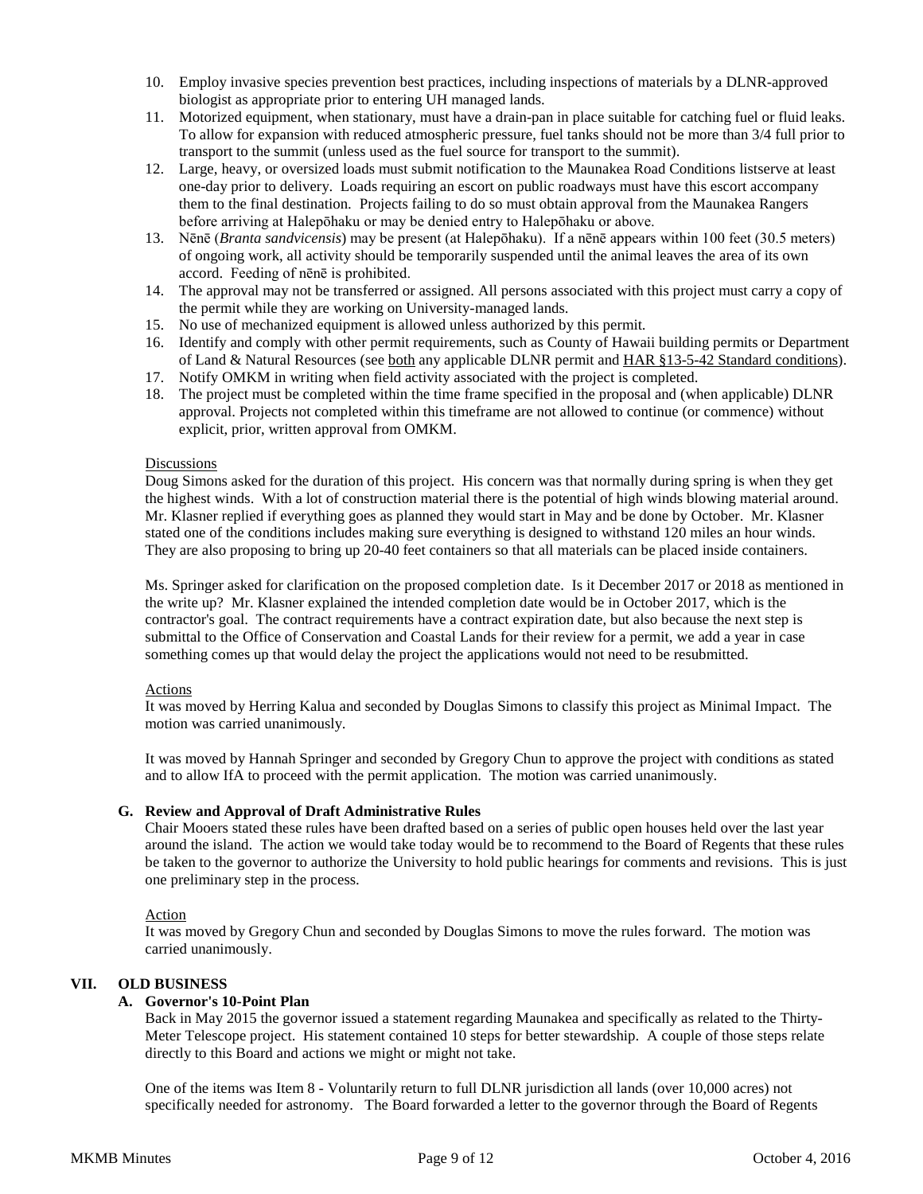10. Employ invasive species prevention best practices, including inspections of materials by a DLNR-approved biologist as appropriate prior to entering UH managed lands.
11. Motorized equipment, when stationary, must have a drain-pan in place suitable for catching fuel or fluid leaks. To allow for expansion with reduced atmospheric pressure, fuel tanks should not be more than 3/4 full prior to transport to the summit (unless used as the fuel source for transport to the summit).
12. Large, heavy, or oversized loads must submit notification to the Maunakea Road Conditions listserve at least one-day prior to delivery. Loads requiring an escort on public roadways must have this escort accompany them to the final destination. Projects failing to do so must obtain approval from the Maunakea Rangers before arriving at Halepōhaku or may be denied entry to Halepōhaku or above.
13. Nēnē (*Branta sandvicensis*) may be present (at Halepōhaku). If a nēnē appears within 100 feet (30.5 meters) of ongoing work, all activity should be temporarily suspended until the animal leaves the area of its own accord. Feeding of nēnē is prohibited.
14. The approval may not be transferred or assigned. All persons associated with this project must carry a copy of the permit while they are working on University-managed lands.
15. No use of mechanized equipment is allowed unless authorized by this permit.
16. Identify and comply with other permit requirements, such as County of Hawaii building permits or Department of Land & Natural Resources (see both any applicable DLNR permit and HAR §13-5-42 Standard conditions).
17. Notify OMKM in writing when field activity associated with the project is completed.
18. The project must be completed within the time frame specified in the proposal and (when applicable) DLNR approval. Projects not completed within this timeframe are not allowed to continue (or commence) without explicit, prior, written approval from OMKM.

Discussions

Doug Simons asked for the duration of this project. His concern was that normally during spring is when they get the highest winds. With a lot of construction material there is the potential of high winds blowing material around. Mr. Klasner replied if everything goes as planned they would start in May and be done by October. Mr. Klasner stated one of the conditions includes making sure everything is designed to withstand 120 miles an hour winds. They are also proposing to bring up 20-40 feet containers so that all materials can be placed inside containers.

Ms. Springer asked for clarification on the proposed completion date. Is it December 2017 or 2018 as mentioned in the write up? Mr. Klasner explained the intended completion date would be in October 2017, which is the contractor's goal. The contract requirements have a contract expiration date, but also because the next step is submittal to the Office of Conservation and Coastal Lands for their review for a permit, we add a year in case something comes up that would delay the project the applications would not need to be resubmitted.

Actions

It was moved by Herring Kalua and seconded by Douglas Simons to classify this project as Minimal Impact. The motion was carried unanimously.

It was moved by Hannah Springer and seconded by Gregory Chun to approve the project with conditions as stated and to allow IfA to proceed with the permit application. The motion was carried unanimously.

### G. Review and Approval of Draft Administrative Rules

Chair Mooers stated these rules have been drafted based on a series of public open houses held over the last year around the island. The action we would take today would be to recommend to the Board of Regents that these rules be taken to the governor to authorize the University to hold public hearings for comments and revisions. This is just one preliminary step in the process.

Action

It was moved by Gregory Chun and seconded by Douglas Simons to move the rules forward. The motion was carried unanimously.

## VII. OLD BUSINESS

### A. Governor's 10-Point Plan

Back in May 2015 the governor issued a statement regarding Maunakea and specifically as related to the Thirty-Meter Telescope project. His statement contained 10 steps for better stewardship. A couple of those steps relate directly to this Board and actions we might or might not take.

One of the items was Item 8 - Voluntarily return to full DLNR jurisdiction all lands (over 10,000 acres) not specifically needed for astronomy. The Board forwarded a letter to the governor through the Board of Regents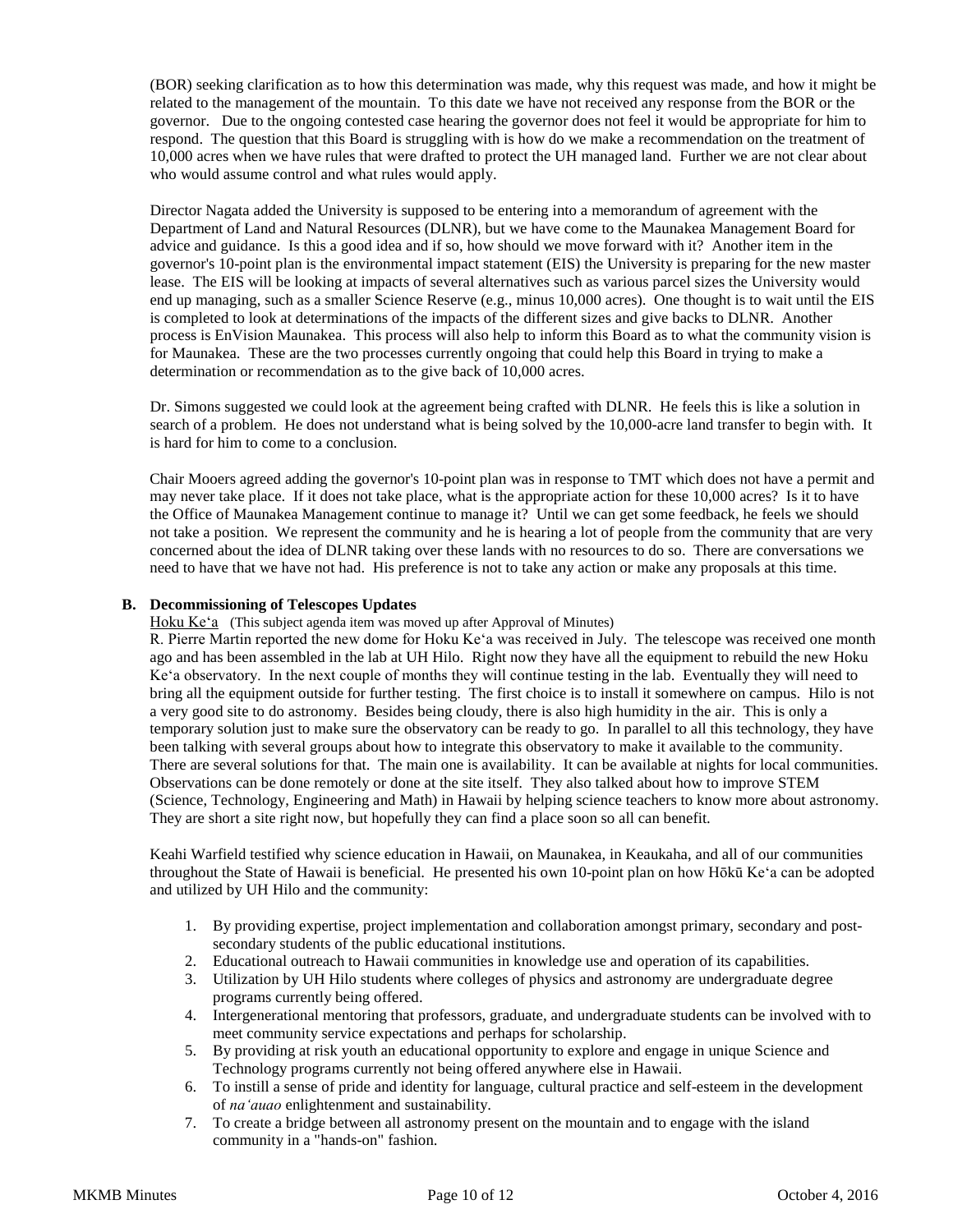(BOR) seeking clarification as to how this determination was made, why this request was made, and how it might be related to the management of the mountain. To this date we have not received any response from the BOR or the governor. Due to the ongoing contested case hearing the governor does not feel it would be appropriate for him to respond. The question that this Board is struggling with is how do we make a recommendation on the treatment of 10,000 acres when we have rules that were drafted to protect the UH managed land. Further we are not clear about who would assume control and what rules would apply.

Director Nagata added the University is supposed to be entering into a memorandum of agreement with the Department of Land and Natural Resources (DLNR), but we have come to the Maunakea Management Board for advice and guidance. Is this a good idea and if so, how should we move forward with it? Another item in the governor's 10-point plan is the environmental impact statement (EIS) the University is preparing for the new master lease. The EIS will be looking at impacts of several alternatives such as various parcel sizes the University would end up managing, such as a smaller Science Reserve (e.g., minus 10,000 acres). One thought is to wait until the EIS is completed to look at determinations of the impacts of the different sizes and give backs to DLNR. Another process is EnVision Maunakea. This process will also help to inform this Board as to what the community vision is for Maunakea. These are the two processes currently ongoing that could help this Board in trying to make a determination or recommendation as to the give back of 10,000 acres.

Dr. Simons suggested we could look at the agreement being crafted with DLNR. He feels this is like a solution in search of a problem. He does not understand what is being solved by the 10,000-acre land transfer to begin with. It is hard for him to come to a conclusion.

Chair Mooers agreed adding the governor's 10-point plan was in response to TMT which does not have a permit and may never take place. If it does not take place, what is the appropriate action for these 10,000 acres? Is it to have the Office of Maunakea Management continue to manage it? Until we can get some feedback, he feels we should not take a position. We represent the community and he is hearing a lot of people from the community that are very concerned about the idea of DLNR taking over these lands with no resources to do so. There are conversations we need to have that we have not had. His preference is not to take any action or make any proposals at this time.

**B. Decommissioning of Telescopes Updates**

Hoku Keʻa (This subject agenda item was moved up after Approval of Minutes)

R. Pierre Martin reported the new dome for Hoku Keʻa was received in July. The telescope was received one month ago and has been assembled in the lab at UH Hilo. Right now they have all the equipment to rebuild the new Hoku Keʻa observatory. In the next couple of months they will continue testing in the lab. Eventually they will need to bring all the equipment outside for further testing. The first choice is to install it somewhere on campus. Hilo is not a very good site to do astronomy. Besides being cloudy, there is also high humidity in the air. This is only a temporary solution just to make sure the observatory can be ready to go. In parallel to all this technology, they have been talking with several groups about how to integrate this observatory to make it available to the community. There are several solutions for that. The main one is availability. It can be available at nights for local communities. Observations can be done remotely or done at the site itself. They also talked about how to improve STEM (Science, Technology, Engineering and Math) in Hawaii by helping science teachers to know more about astronomy. They are short a site right now, but hopefully they can find a place soon so all can benefit.

Keahi Warfield testified why science education in Hawaii, on Maunakea, in Keaukaha, and all of our communities throughout the State of Hawaii is beneficial. He presented his own 10-point plan on how Hōkū Keʻa can be adopted and utilized by UH Hilo and the community:

1. By providing expertise, project implementation and collaboration amongst primary, secondary and post-secondary students of the public educational institutions.
2. Educational outreach to Hawaii communities in knowledge use and operation of its capabilities.
3. Utilization by UH Hilo students where colleges of physics and astronomy are undergraduate degree programs currently being offered.
4. Intergenerational mentoring that professors, graduate, and undergraduate students can be involved with to meet community service expectations and perhaps for scholarship.
5. By providing at risk youth an educational opportunity to explore and engage in unique Science and Technology programs currently not being offered anywhere else in Hawaii.
6. To instill a sense of pride and identity for language, cultural practice and self-esteem in the development of *naʻauao* enlightenment and sustainability.
7. To create a bridge between all astronomy present on the mountain and to engage with the island community in a "hands-on" fashion.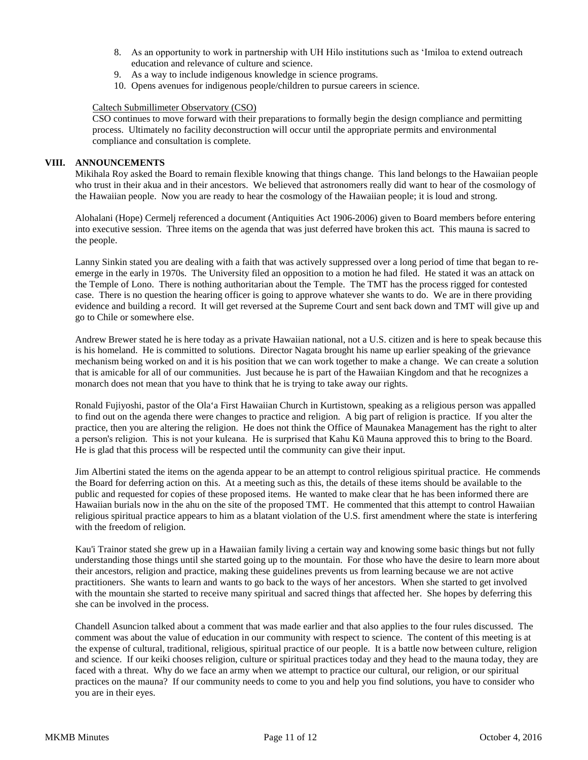8. As an opportunity to work in partnership with UH Hilo institutions such as ʻImiloa to extend outreach education and relevance of culture and science.
9. As a way to include indigenous knowledge in science programs.
10. Opens avenues for indigenous people/children to pursue careers in science.

Caltech Submillimeter Observatory (CSO)

CSO continues to move forward with their preparations to formally begin the design compliance and permitting process. Ultimately no facility deconstruction will occur until the appropriate permits and environmental compliance and consultation is complete.

## VIII. ANNOUNCEMENTS

Mikihala Roy asked the Board to remain flexible knowing that things change. This land belongs to the Hawaiian people who trust in their akua and in their ancestors. We believed that astronomers really did want to hear of the cosmology of the Hawaiian people. Now you are ready to hear the cosmology of the Hawaiian people; it is loud and strong.

Alohalani (Hope) Cermelj referenced a document (Antiquities Act 1906-2006) given to Board members before entering into executive session. Three items on the agenda that was just deferred have broken this act. This mauna is sacred to the people.

Lanny Sinkin stated you are dealing with a faith that was actively suppressed over a long period of time that began to re-emerge in the early in 1970s. The University filed an opposition to a motion he had filed. He stated it was an attack on the Temple of Lono. There is nothing authoritarian about the Temple. The TMT has the process rigged for contested case. There is no question the hearing officer is going to approve whatever she wants to do. We are in there providing evidence and building a record. It will get reversed at the Supreme Court and sent back down and TMT will give up and go to Chile or somewhere else.

Andrew Brewer stated he is here today as a private Hawaiian national, not a U.S. citizen and is here to speak because this is his homeland. He is committed to solutions. Director Nagata brought his name up earlier speaking of the grievance mechanism being worked on and it is his position that we can work together to make a change. We can create a solution that is amicable for all of our communities. Just because he is part of the Hawaiian Kingdom and that he recognizes a monarch does not mean that you have to think that he is trying to take away our rights.

Ronald Fujiyoshi, pastor of the Olaʻa First Hawaiian Church in Kurtistown, speaking as a religious person was appalled to find out on the agenda there were changes to practice and religion. A big part of religion is practice. If you alter the practice, then you are altering the religion. He does not think the Office of Maunakea Management has the right to alter a person's religion. This is not your kuleana. He is surprised that Kahu Kū Mauna approved this to bring to the Board. He is glad that this process will be respected until the community can give their input.

Jim Albertini stated the items on the agenda appear to be an attempt to control religious spiritual practice. He commends the Board for deferring action on this. At a meeting such as this, the details of these items should be available to the public and requested for copies of these proposed items. He wanted to make clear that he has been informed there are Hawaiian burials now in the ahu on the site of the proposed TMT. He commented that this attempt to control Hawaiian religious spiritual practice appears to him as a blatant violation of the U.S. first amendment where the state is interfering with the freedom of religion.

Kau'i Trainor stated she grew up in a Hawaiian family living a certain way and knowing some basic things but not fully understanding those things until she started going up to the mountain. For those who have the desire to learn more about their ancestors, religion and practice, making these guidelines prevents us from learning because we are not active practitioners. She wants to learn and wants to go back to the ways of her ancestors. When she started to get involved with the mountain she started to receive many spiritual and sacred things that affected her. She hopes by deferring this she can be involved in the process.

Chandell Asuncion talked about a comment that was made earlier and that also applies to the four rules discussed. The comment was about the value of education in our community with respect to science. The content of this meeting is at the expense of cultural, traditional, religious, spiritual practice of our people. It is a battle now between culture, religion and science. If our keiki chooses religion, culture or spiritual practices today and they head to the mauna today, they are faced with a threat. Why do we face an army when we attempt to practice our cultural, our religion, or our spiritual practices on the mauna? If our community needs to come to you and help you find solutions, you have to consider who you are in their eyes.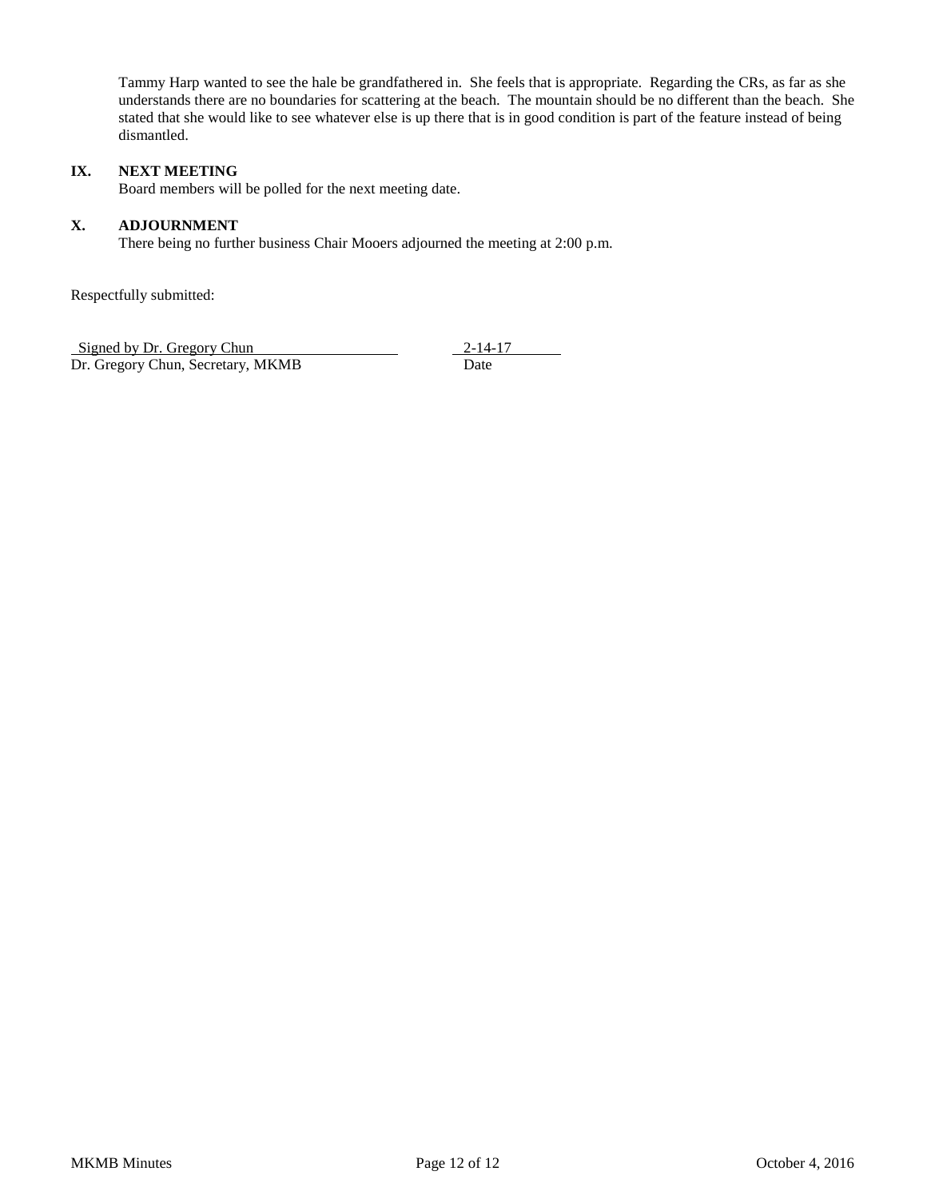Tammy Harp wanted to see the hale be grandfathered in. She feels that is appropriate. Regarding the CRs, as far as she understands there are no boundaries for scattering at the beach. The mountain should be no different than the beach. She stated that she would like to see whatever else is up there that is in good condition is part of the feature instead of being dismantled.

## IX. NEXT MEETING

Board members will be polled for the next meeting date.

## X. ADJOURNMENT

There being no further business Chair Mooers adjourned the meeting at 2:00 p.m.

Respectfully submitted:

Signed by Dr. Gregory Chun — 2-14-17

Dr. Gregory Chun, Secretary, MKMB — Date